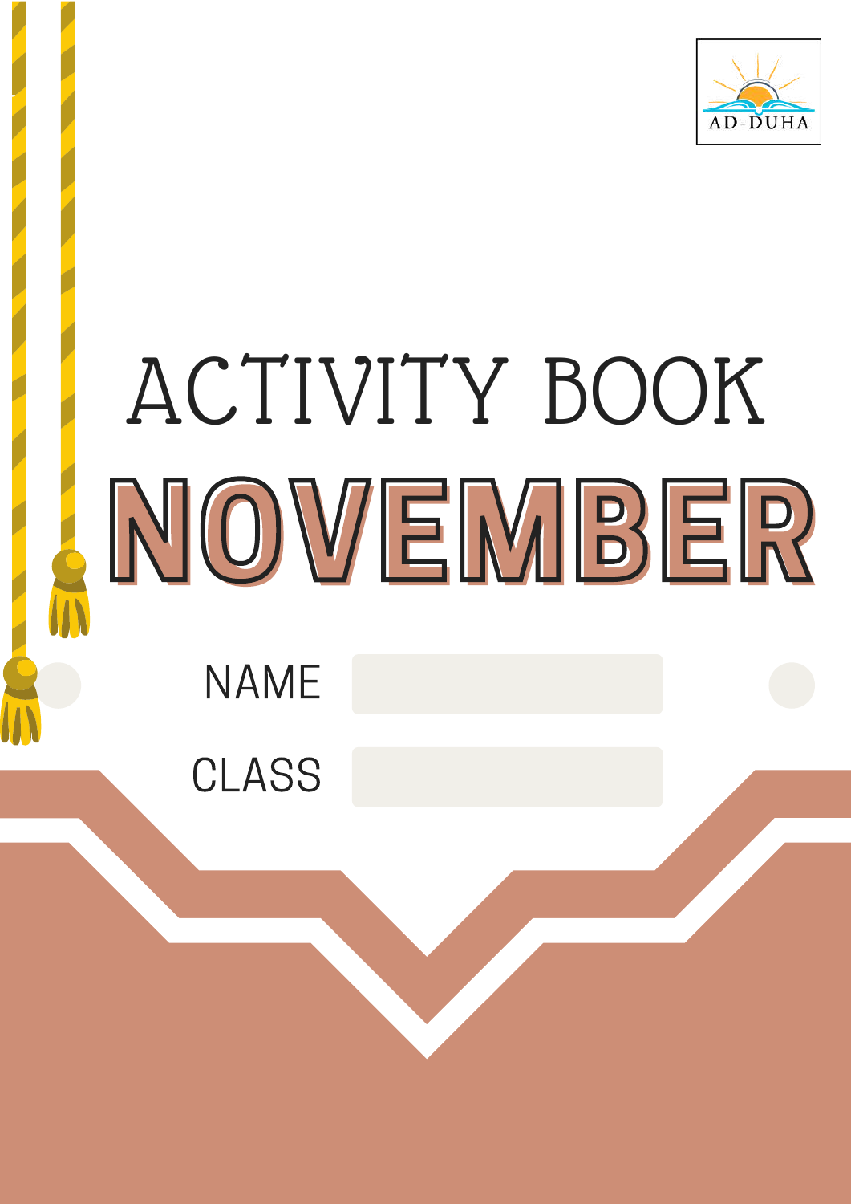AD-DUHA

# ACTIVITY BOOK

# NOVEMBER

NAME

CLASS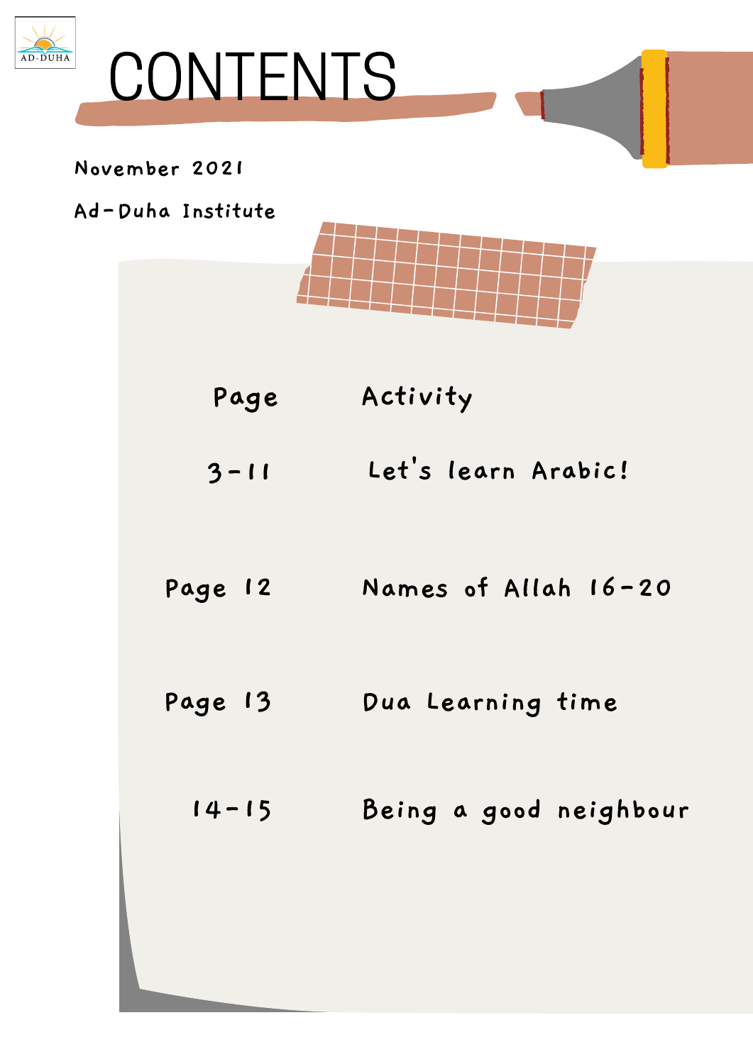# CONTENTS

November 2021

Ad-Duha Institute

| Page | Activity |
| --- | --- |
| 3-11 | Let's learn Arabic! |
| Page 12 | Names of Allah 16-20 |
| Page 13 | Dua Learning time |
| 14-15 | Being a good neighbour |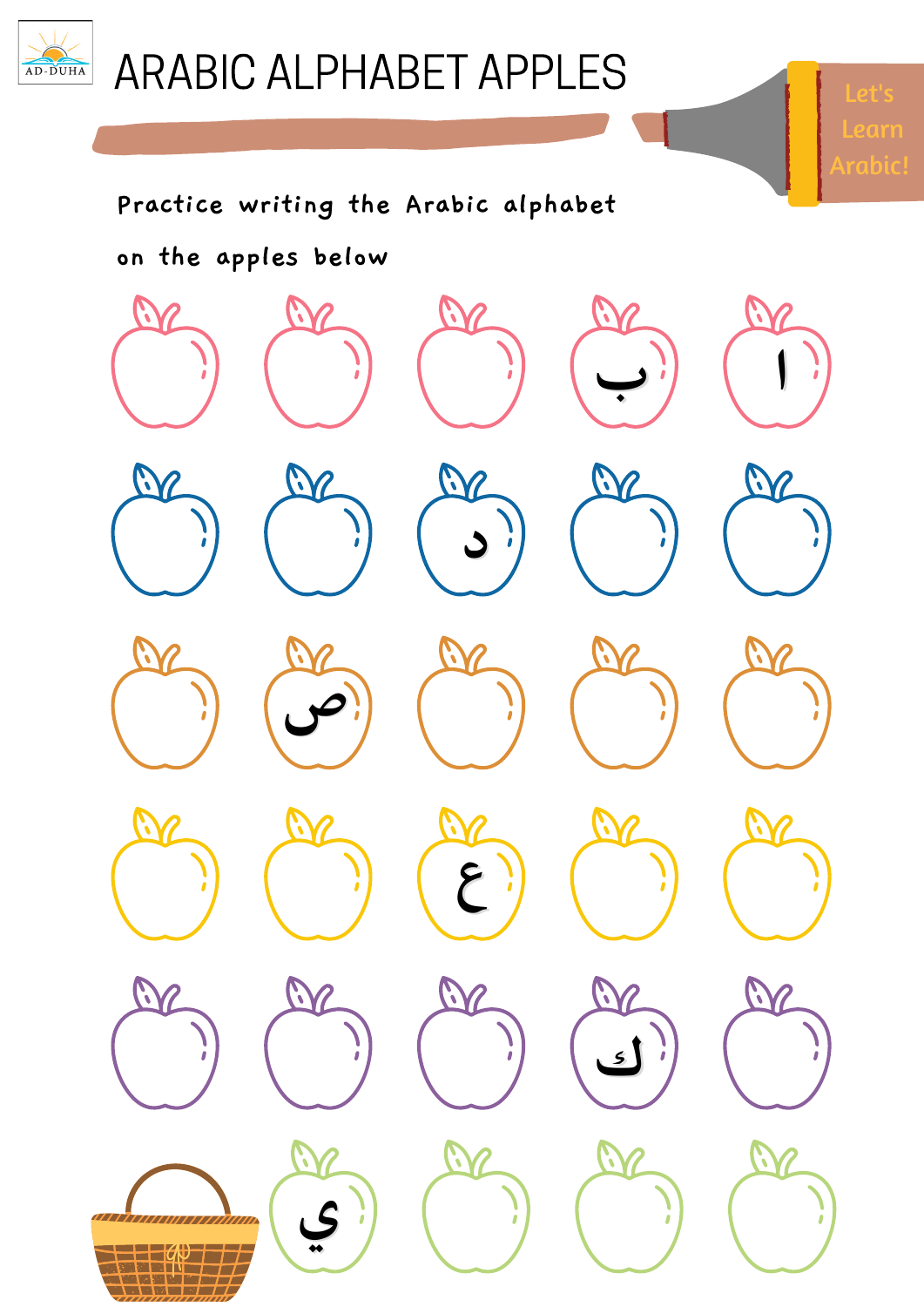# ARABIC ALPHABET APPLES

Let's Learn Arabic!

Practice writing the Arabic alphabet on the apples below

ب ا

د

ص

ع

ك

ي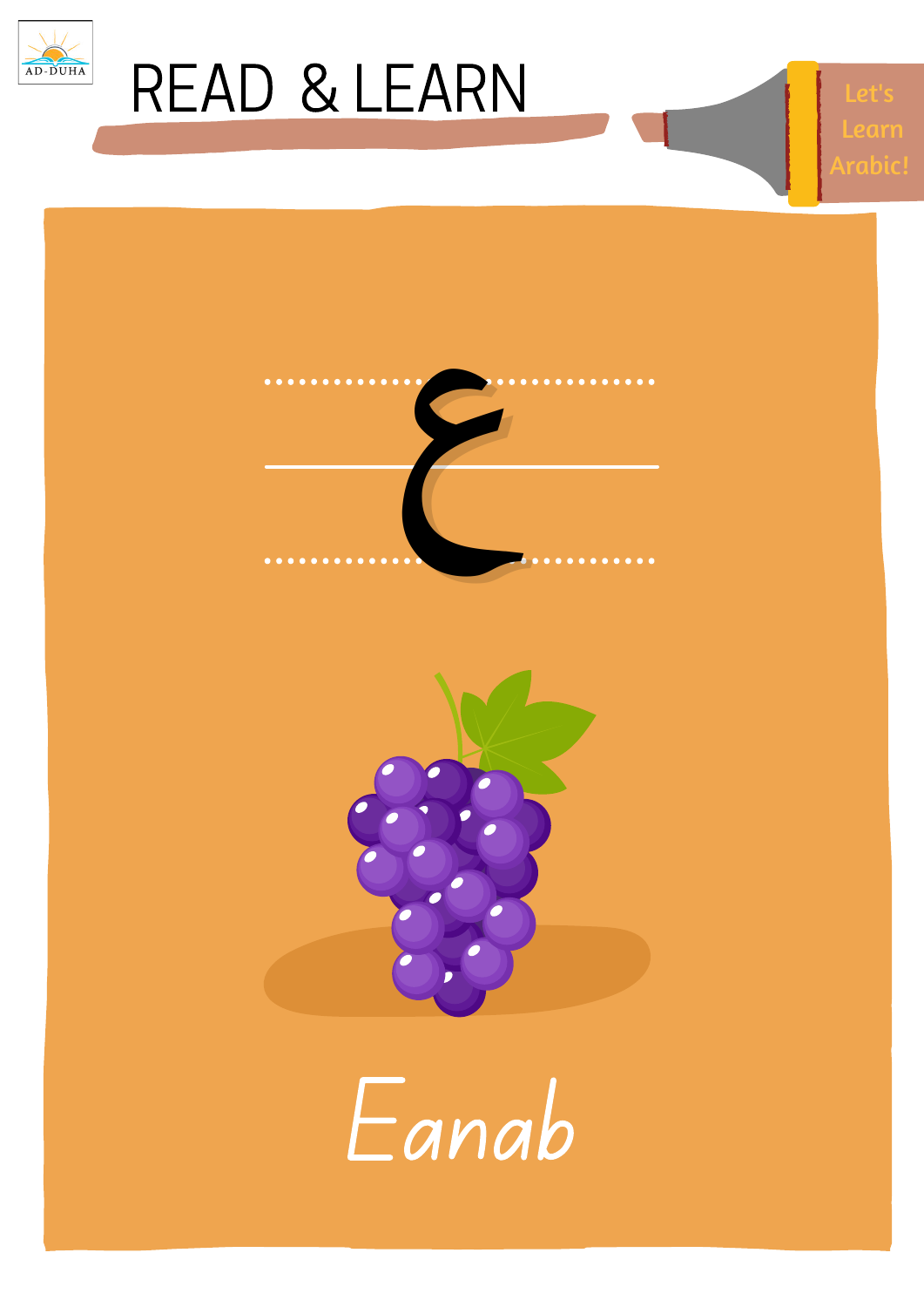# READ & LEARN

Let's Learn Arabic!

ع

Eanab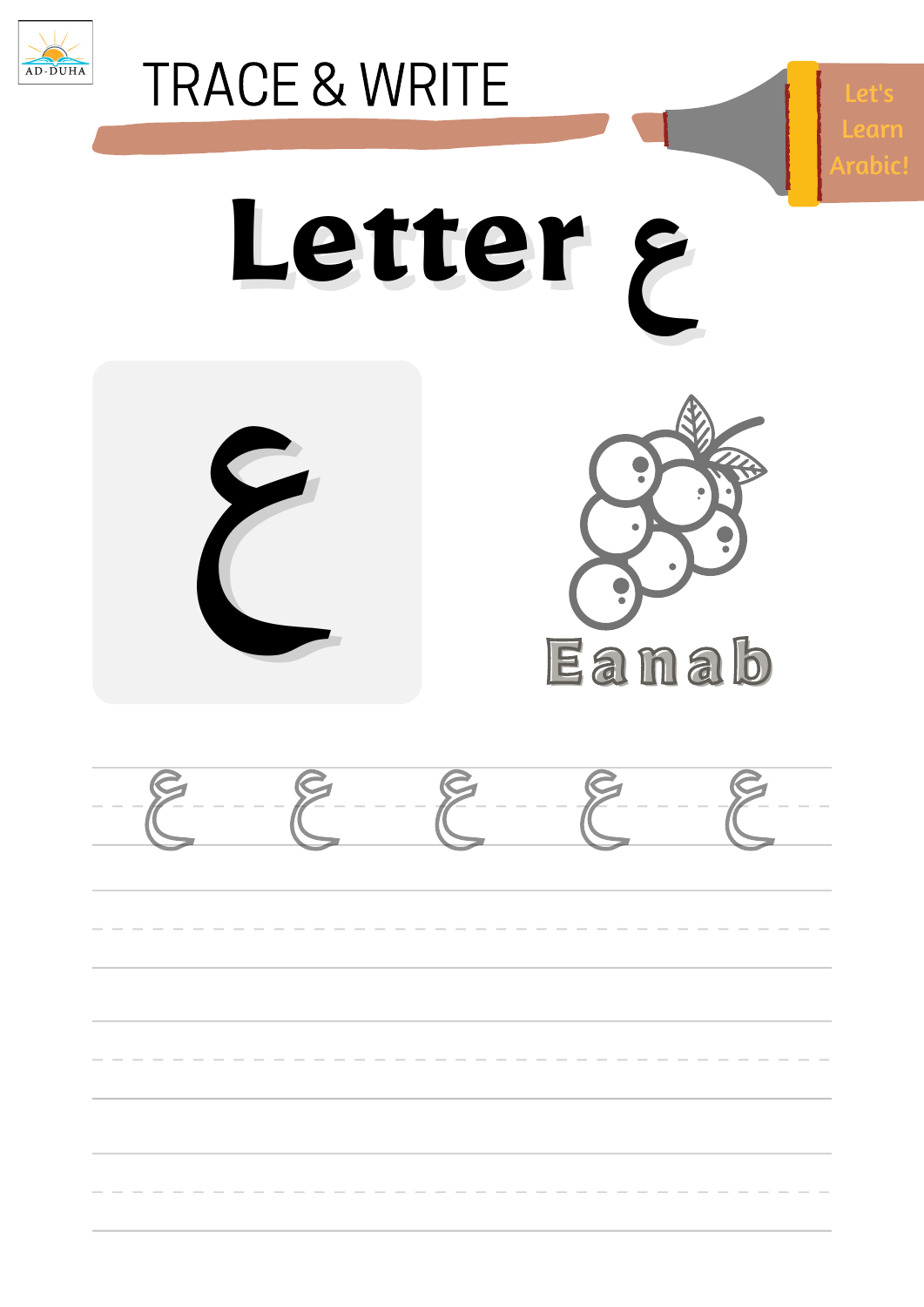AD-DUHA

# TRACE & WRITE

Let's Learn Arabic!

# Letter ع

ع

Eanab

ع ع ع ع ع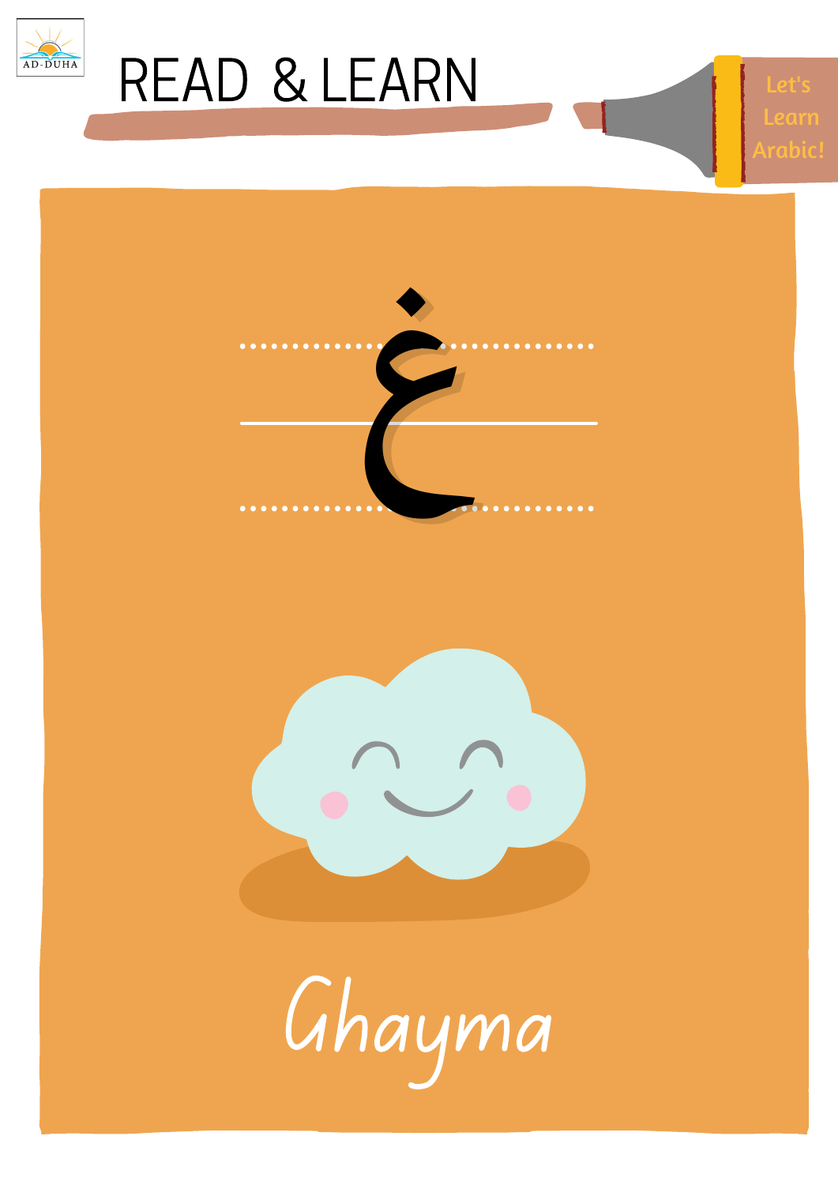# READ & LEARN

Let's Learn Arabic!

غ

Ghayma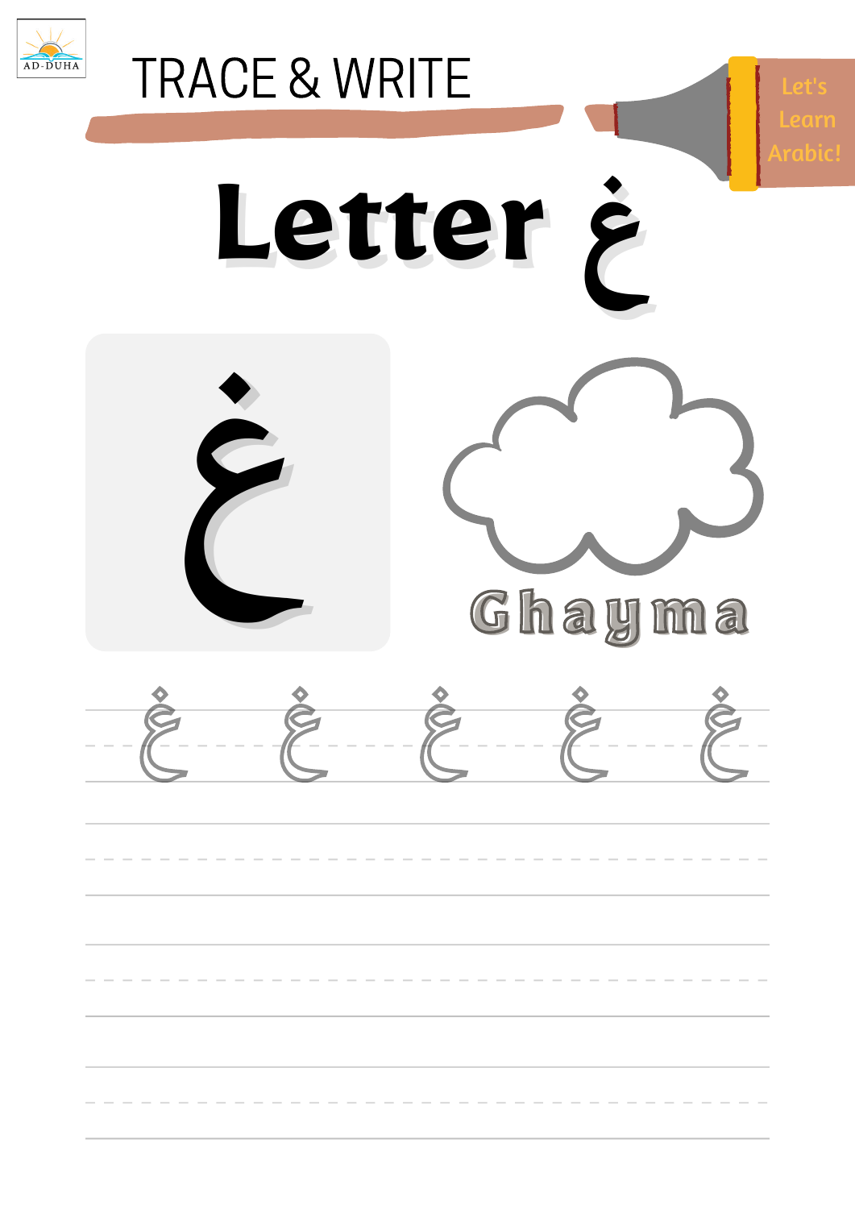# TRACE & WRITE

Let's Learn Arabic!

## Letter غ

غ

Ghayma

غ غ غ غ غ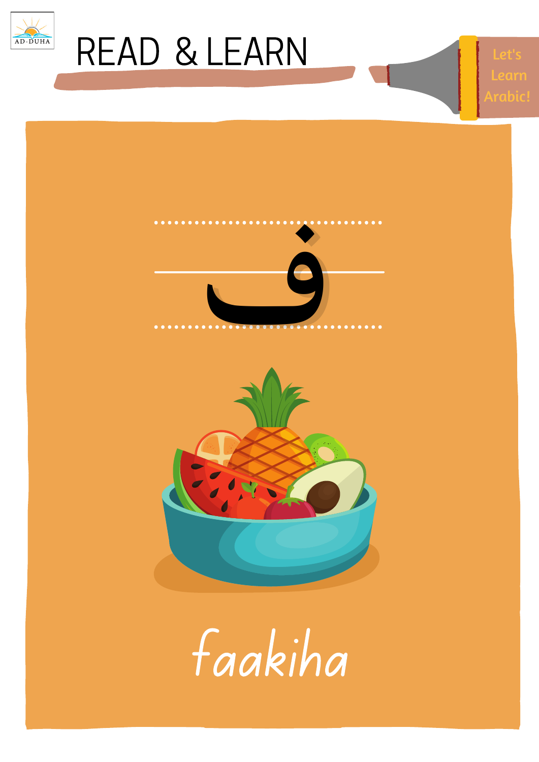# READ & LEARN

Let's Learn Arabic!

ف

faakiha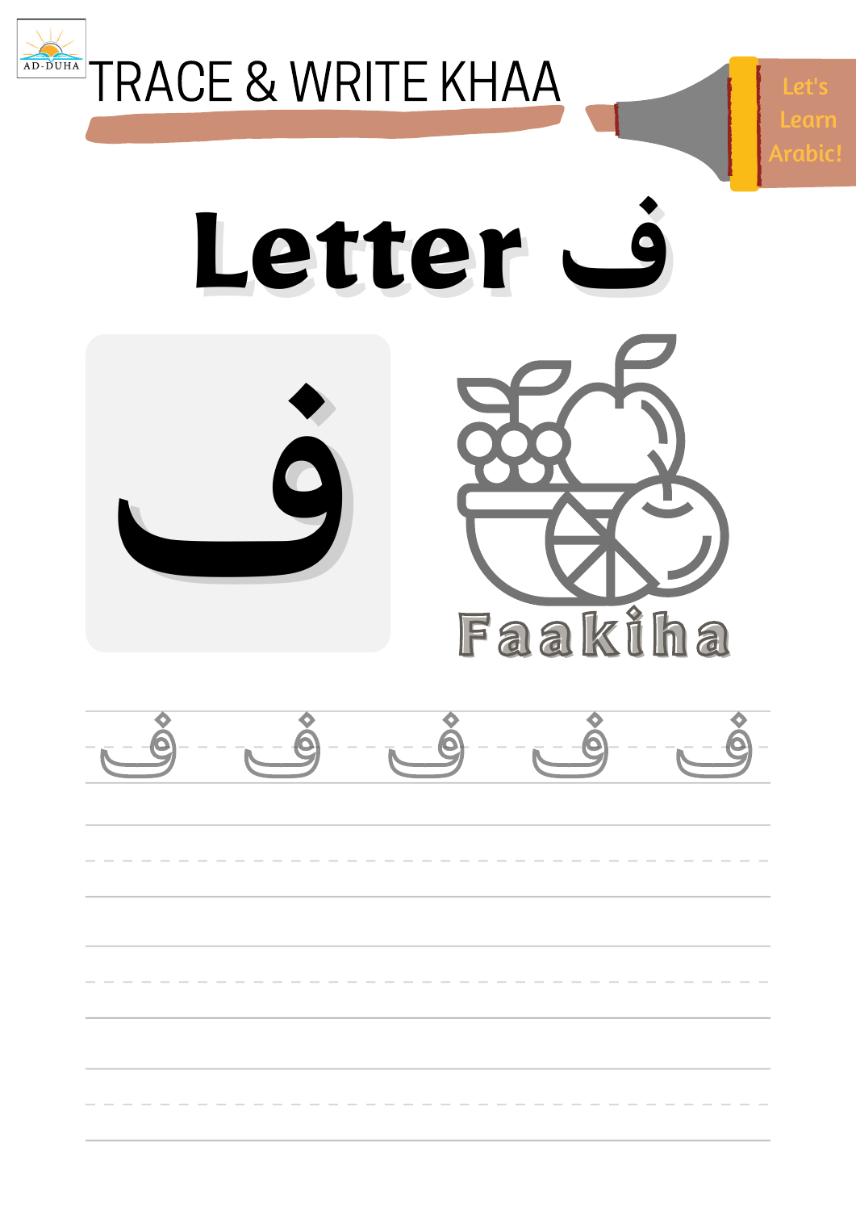AD-DUHA

# TRACE & WRITE KHAA

Let's Learn Arabic!

# Letter ف

ف

Faakiha

ف ف ف ف ف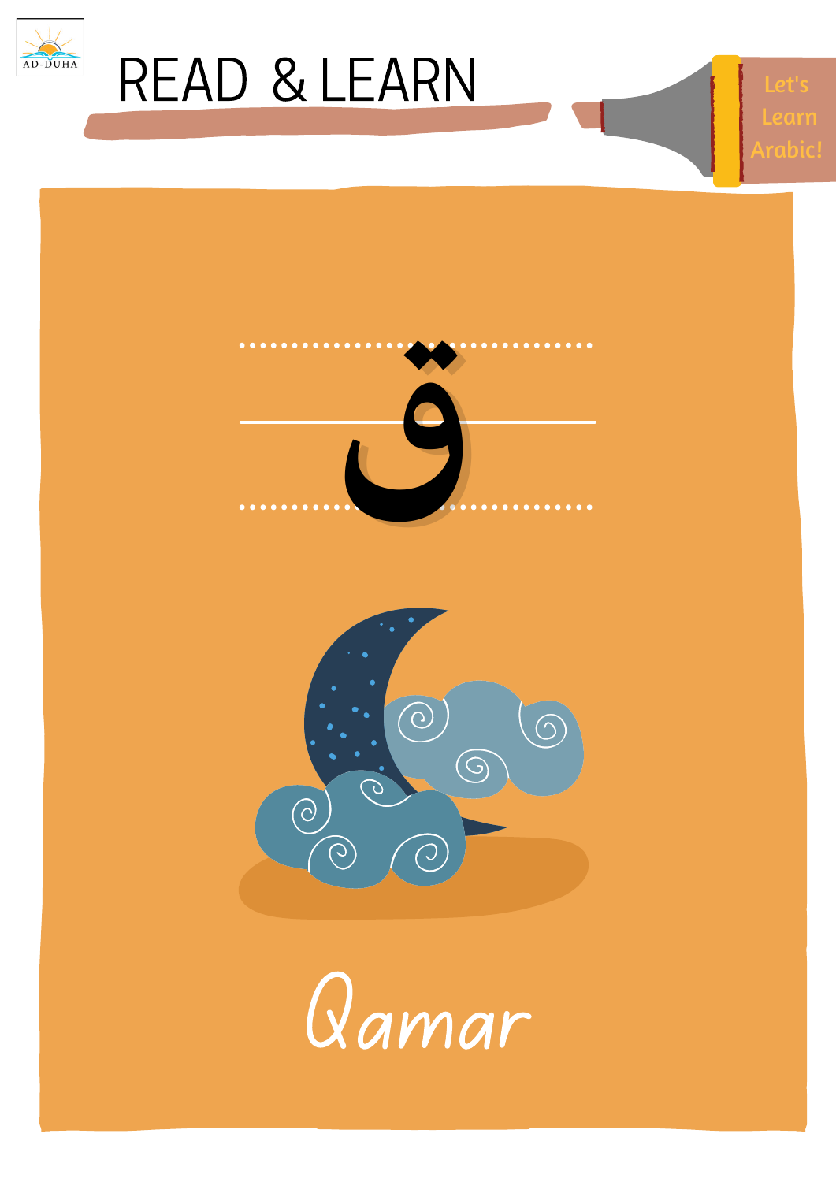# READ & LEARN

Let's Learn Arabic!

ق

Qamar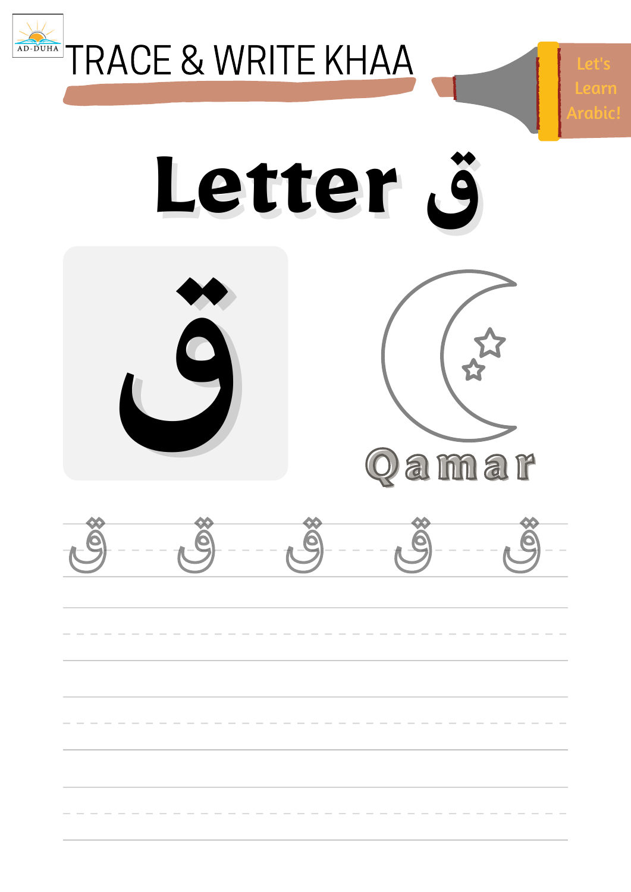# TRACE & WRITE KHAA

Let's Learn Arabic!

## Letter ق

ق

Qamar

ق ق ق ق ق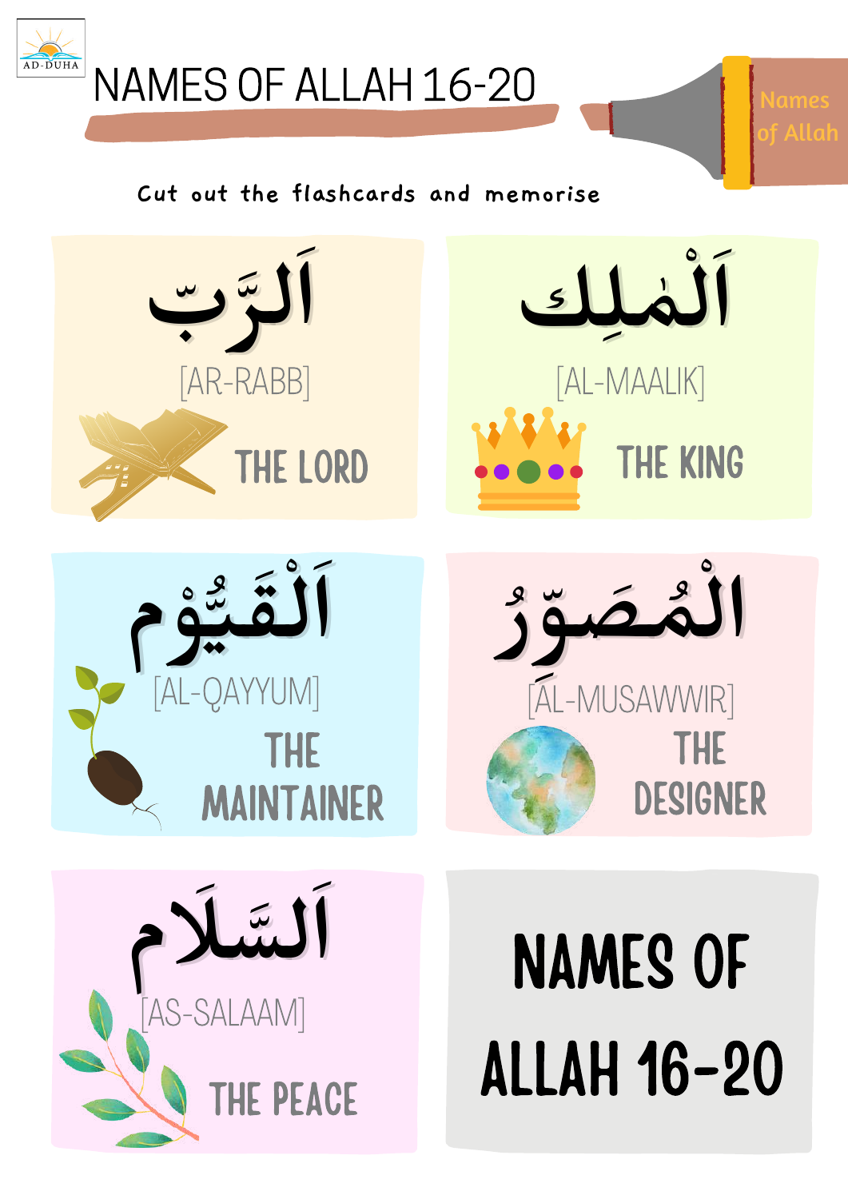# NAMES OF ALLAH 16-20

Names of Allah

Cut out the flashcards and memorise

اَلرَّبّ

[AR-RABB]

THE LORD

اَلْمٰلِك

[AL-MAALIK]

THE KING

اَلْقَيُّوْم

[AL-QAYYUM]

THE MAINTAINER

اَلْمُصَوِّرُ

[AL-MUSAWWIR]

THE DESIGNER

اَلسَّلَام

[AS-SALAAM]

THE PEACE

NAMES OF ALLAH 16-20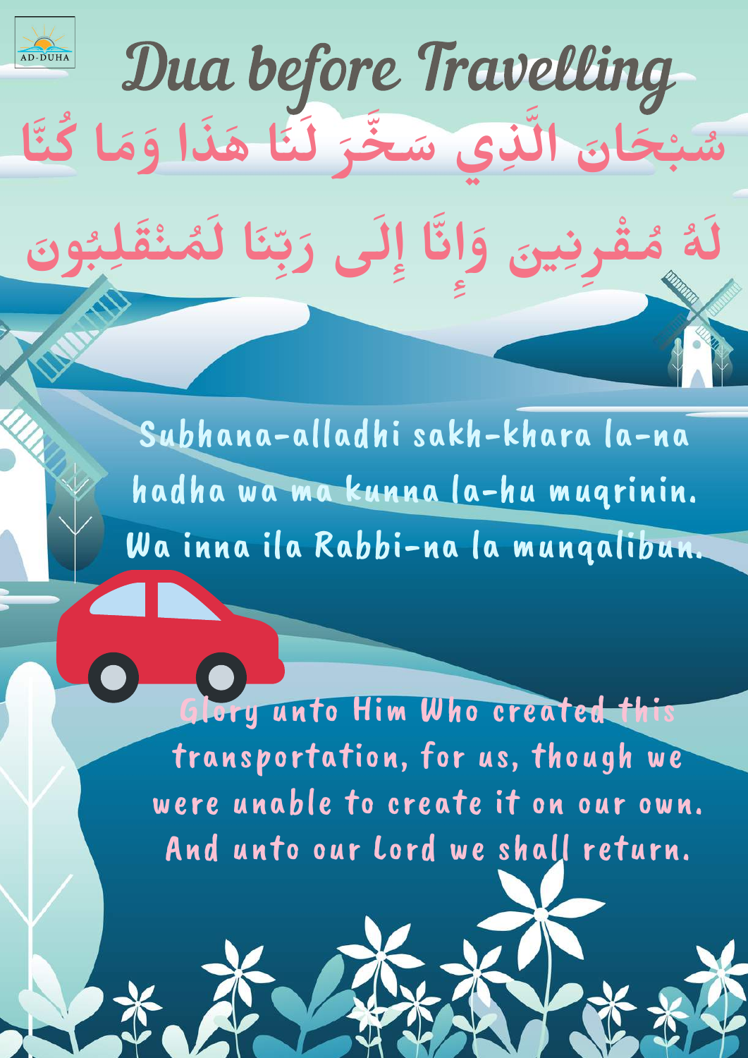# Dua before Travelling

سُبْحَانَ الَّذِي سَخَّرَ لَنَا هَذَا وَمَا كُنَّا لَهُ مُقْرِنِينَ وَإِنَّا إِلَى رَبِّنَا لَمُنْقَلِبُونَ

Subhana-alladhi sakh-khara la-na hadha wa ma kunna la-hu muqrinin. Wa inna ila Rabbi-na la munqalibun.

Glory unto Him Who created this transportation, for us, though we were unable to create it on our own. And unto our Lord we shall return.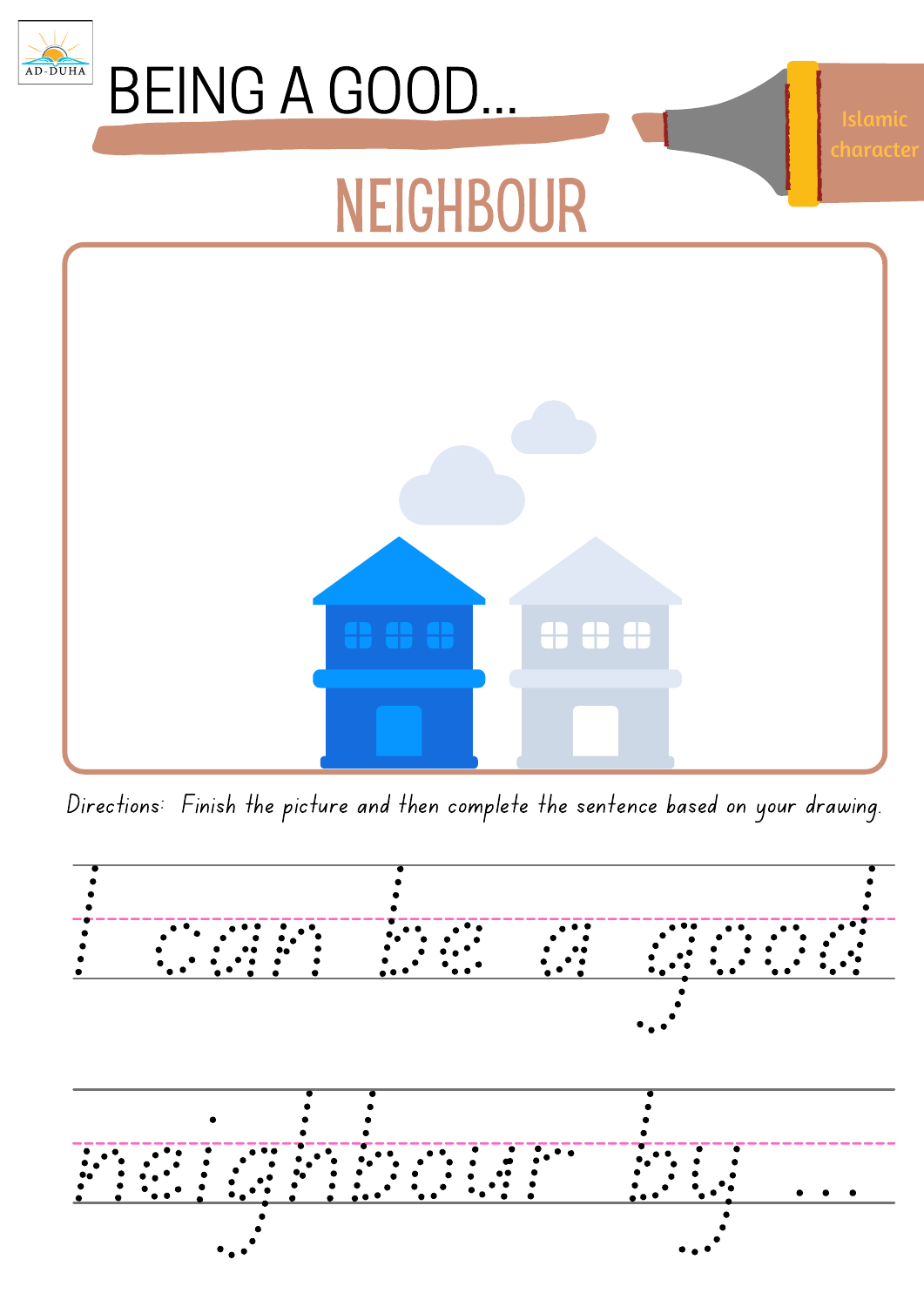AD-DUHA

# BEING A GOOD...

Islamic character

## NEIGHBOUR

*Directions: Finish the picture and then complete the sentence based on your drawing.*

I can be a good

neighbour by ...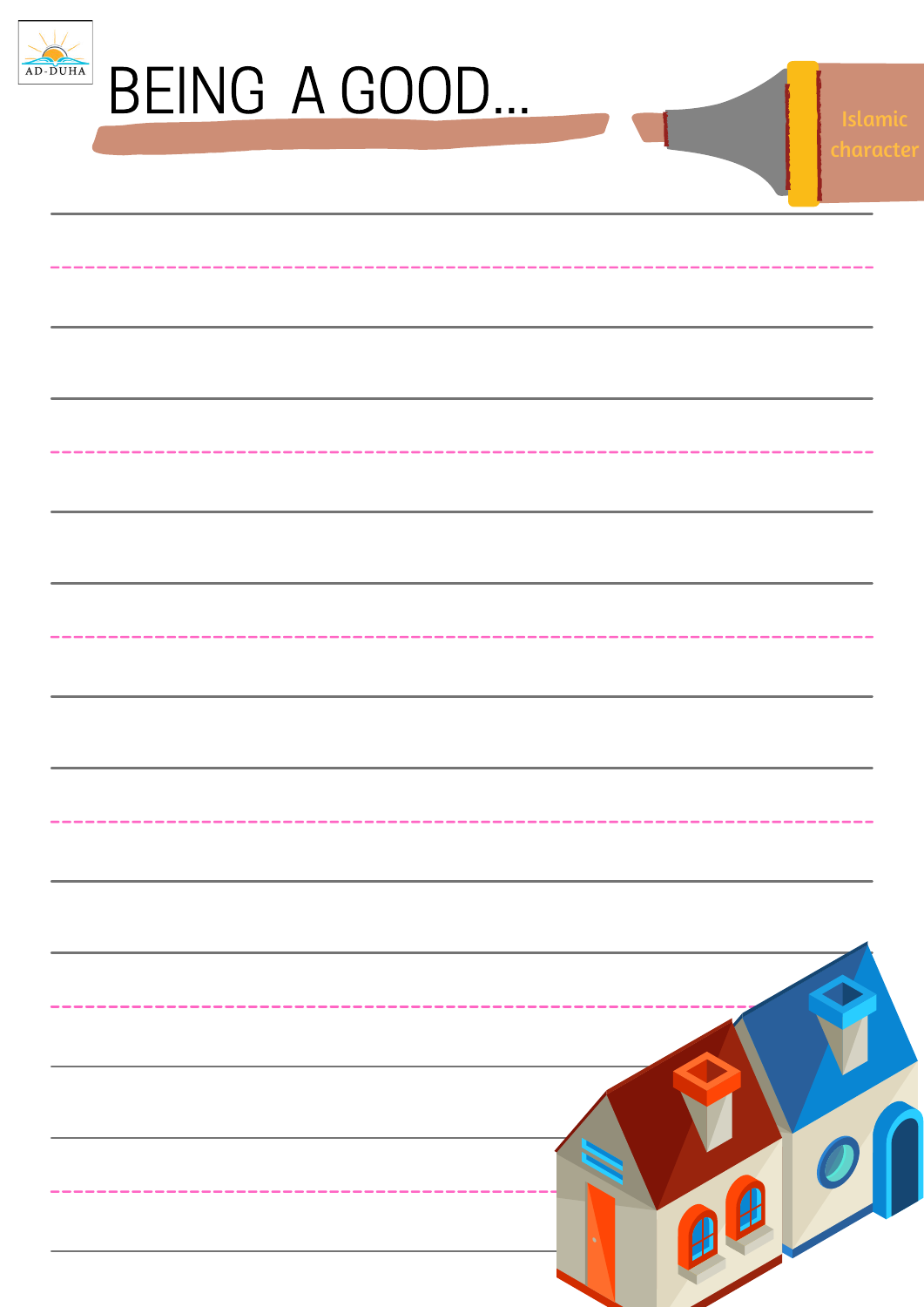AD-DUHA

# BEING A GOOD...

Islamic character